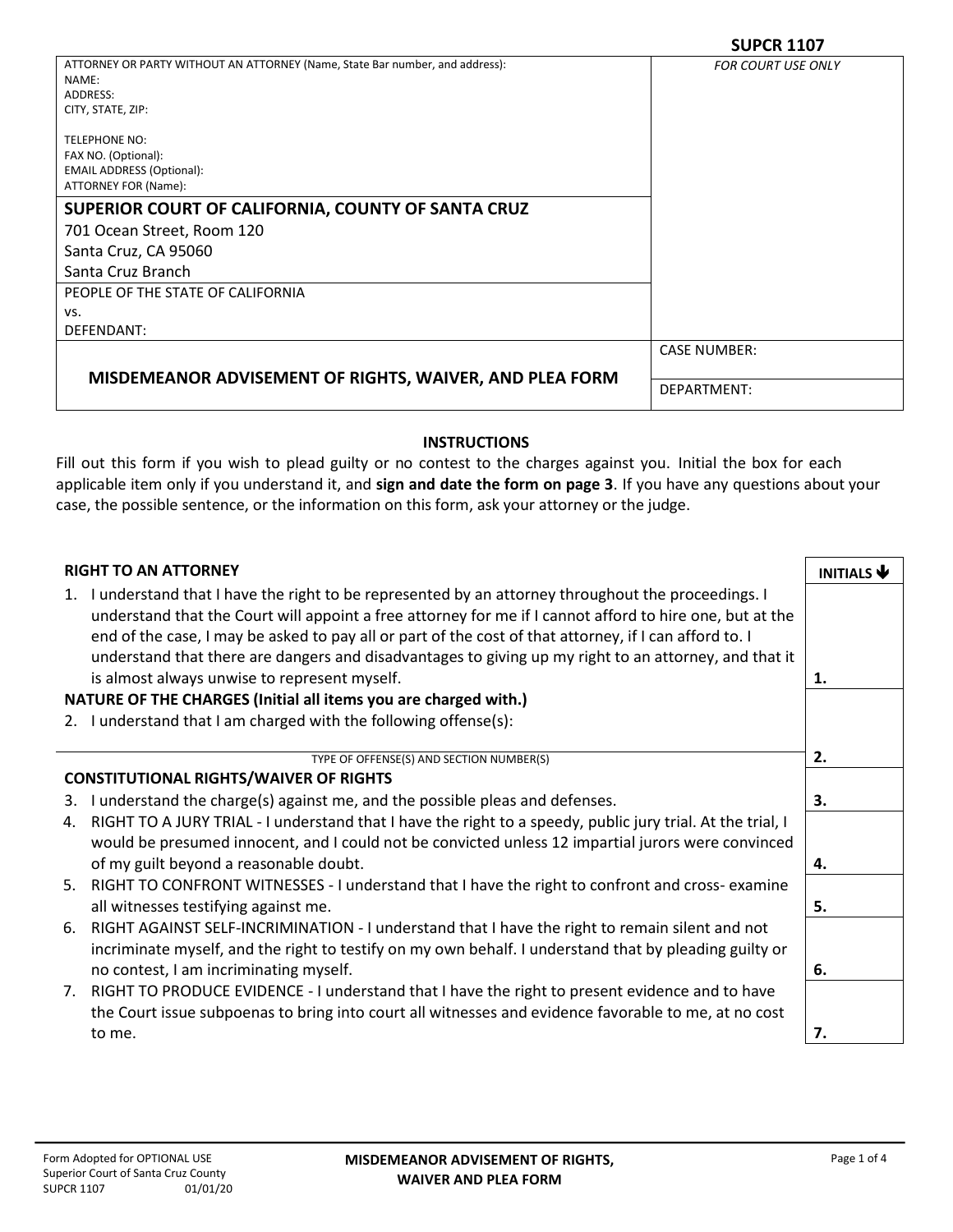**SUPCR 1107**

| ATTORNEY OR PARTY WITHOUT AN ATTORNEY (Name, State Bar number, and address): | *FOR COURT USE ONLY* |
|---|---|
| NAME:<br>ADDRESS:<br>CITY, STATE, ZIP:<br><br>TELEPHONE NO:<br>FAX NO. (Optional):<br>EMAIL ADDRESS (Optional):<br>ATTORNEY FOR (Name): | |
| **SUPERIOR COURT OF CALIFORNIA, COUNTY OF SANTA CRUZ**<br>701 Ocean Street, Room 120<br>Santa Cruz, CA 95060<br>Santa Cruz Branch | |
| PEOPLE OF THE STATE OF CALIFORNIA<br>vs.<br>DEFENDANT: | |
| **MISDEMEANOR ADVISEMENT OF RIGHTS, WAIVER, AND PLEA FORM** | CASE NUMBER:<br><br>DEPARTMENT: |

## INSTRUCTIONS

Fill out this form if you wish to plead guilty or no contest to the charges against you. Initial the box for each applicable item only if you understand it, and **sign and date the form on page 3**. If you have any questions about your case, the possible sentence, or the information on this form, ask your attorney or the judge.

| | **INITIALS ↓** |
|---|---|
| **RIGHT TO AN ATTORNEY** | |
| 1. I understand that I have the right to be represented by an attorney throughout the proceedings. I understand that the Court will appoint a free attorney for me if I cannot afford to hire one, but at the end of the case, I may be asked to pay all or part of the cost of that attorney, if I can afford to. I understand that there are dangers and disadvantages to giving up my right to an attorney, and that it is almost always unwise to represent myself. | **1.** |
| **NATURE OF THE CHARGES (Initial all items you are charged with.)** | |
| 2. I understand that I am charged with the following offense(s):<br><br>\_\_\_\_\_\_\_\_\_\_\_\_\_\_\_\_\_\_\_\_\_\_\_\_\_\_\_\_\_\_\_\_\_\_\_\_\_\_\_\_<br>TYPE OF OFFENSE(S) AND SECTION NUMBER(S) | **2.** |
| **CONSTITUTIONAL RIGHTS/WAIVER OF RIGHTS** | |
| 3. I understand the charge(s) against me, and the possible pleas and defenses. | **3.** |
| 4. RIGHT TO A JURY TRIAL - I understand that I have the right to a speedy, public jury trial. At the trial, I would be presumed innocent, and I could not be convicted unless 12 impartial jurors were convinced of my guilt beyond a reasonable doubt. | **4.** |
| 5. RIGHT TO CONFRONT WITNESSES - I understand that I have the right to confront and cross- examine all witnesses testifying against me. | **5.** |
| 6. RIGHT AGAINST SELF-INCRIMINATION - I understand that I have the right to remain silent and not incriminate myself, and the right to testify on my own behalf. I understand that by pleading guilty or no contest, I am incriminating myself. | **6.** |
| 7. RIGHT TO PRODUCE EVIDENCE - I understand that I have the right to present evidence and to have the Court issue subpoenas to bring into court all witnesses and evidence favorable to me, at no cost to me. | **7.** |

Form Adopted for OPTIONAL USE
Superior Court of Santa Cruz County
SUPCR 1107 01/01/20

**MISDEMEANOR ADVISEMENT OF RIGHTS, WAIVER AND PLEA FORM**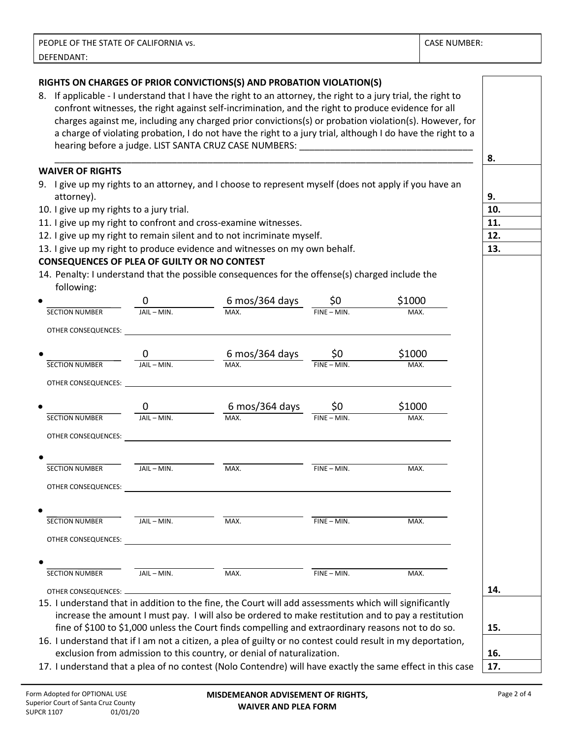| PEOPLE OF THE STATE OF CALIFORNIA vs. | CASE NUMBER: |
|---|---|
| DEFENDANT: | |

**RIGHTS ON CHARGES OF PRIOR CONVICTIONS(S) AND PROBATION VIOLATION(S)**

8. If applicable - I understand that I have the right to an attorney, the right to a jury trial, the right to confront witnesses, the right against self-incrimination, and the right to produce evidence for all charges against me, including any charged prior convictions(s) or probation violation(s). However, for a charge of violating probation, I do not have the right to a jury trial, although I do have the right to a hearing before a judge. LIST SANTA CRUZ CASE NUMBERS: ________________________________
________________________________________________________________________________ **8.** ____

**WAIVER OF RIGHTS**

9. I give up my rights to an attorney, and I choose to represent myself (does not apply if you have an attorney). **9.** ____
10. I give up my rights to a jury trial. **10.** ____
11. I give up my right to confront and cross-examine witnesses. **11.** ____
12. I give up my right to remain silent and to not incriminate myself. **12.** ____
13. I give up my right to produce evidence and witnesses on my own behalf. **13.** ____

**CONSEQUENCES OF PLEA OF GUILTY OR NO CONTEST**

14. Penalty: I understand that the possible consequences for the offense(s) charged include the following:

| SECTION NUMBER | JAIL – MIN. | MAX. | FINE – MIN. | MAX. |
|---|---|---|---|---|
| • | 0 | 6 mos/364 days | $0 | $1000 |
| OTHER CONSEQUENCES: | | | | |
| • | 0 | 6 mos/364 days | $0 | $1000 |
| OTHER CONSEQUENCES: | | | | |
| • | 0 | 6 mos/364 days | $0 | $1000 |
| OTHER CONSEQUENCES: | | | | |
| • | | | | |
| OTHER CONSEQUENCES: | | | | |
| • | | | | |
| OTHER CONSEQUENCES: | | | | |
| • | | | | |
| OTHER CONSEQUENCES: | | | | |

**14.** ____

15. I understand that in addition to the fine, the Court will add assessments which will significantly increase the amount I must pay. I will also be ordered to make restitution and to pay a restitution fine of $100 to $1,000 unless the Court finds compelling and extraordinary reasons not to do so. **15.** ____
16. I understand that if I am not a citizen, a plea of guilty or no contest could result in my deportation, exclusion from admission to this country, or denial of naturalization. **16.** ____
17. I understand that a plea of no contest (Nolo Contendre) will have exactly the same effect in this case **17.** ____

Form Adopted for OPTIONAL USE
Superior Court of Santa Cruz County
SUPCR 1107 01/01/20

**MISDEMEANOR ADVISEMENT OF RIGHTS, WAIVER AND PLEA FORM**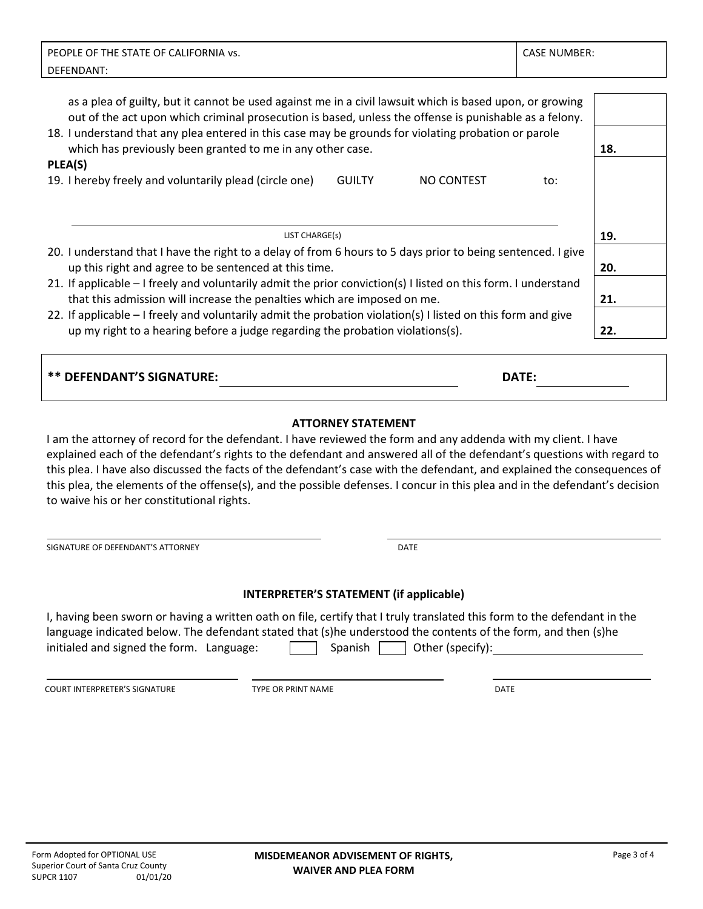| PEOPLE OF THE STATE OF CALIFORNIA vs. | CASE NUMBER: |
| --- | --- |
| DEFENDANT: | |

as a plea of guilty, but it cannot be used against me in a civil lawsuit which is based upon, or growing out of the act upon which criminal prosecution is based, unless the offense is punishable as a felony.

18. I understand that any plea entered in this case may be grounds for violating probation or parole which has previously been granted to me in any other case. **18.**

**PLEA(S)**

19. I hereby freely and voluntarily plead (circle one) GUILTY NO CONTEST to:

_______________________________________________
LIST CHARGE(s) **19.**

20. I understand that I have the right to a delay of from 6 hours to 5 days prior to being sentenced. I give up this right and agree to be sentenced at this time. **20.**
21. If applicable – I freely and voluntarily admit the prior conviction(s) I listed on this form. I understand that this admission will increase the penalties which are imposed on me. **21.**
22. If applicable – I freely and voluntarily admit the probation violation(s) I listed on this form and give up my right to a hearing before a judge regarding the probation violations(s). **22.**

**\*\* DEFENDANT'S SIGNATURE:** ______________________ **DATE:** __________

### ATTORNEY STATEMENT

I am the attorney of record for the defendant. I have reviewed the form and any addenda with my client. I have explained each of the defendant's rights to the defendant and answered all of the defendant's questions with regard to this plea. I have also discussed the facts of the defendant's case with the defendant, and explained the consequences of this plea, the elements of the offense(s), and the possible defenses. I concur in this plea and in the defendant's decision to waive his or her constitutional rights.

______________________________ ______________________________
SIGNATURE OF DEFENDANT'S ATTORNEY DATE

### INTERPRETER'S STATEMENT (if applicable)

I, having been sworn or having a written oath on file, certify that I truly translated this form to the defendant in the language indicated below. The defendant stated that (s)he understood the contents of the form, and then (s)he initialed and signed the form. Language: ☐ Spanish ☐ Other (specify): ______________

______________________ ______________________ ______________________
COURT INTERPRETER'S SIGNATURE TYPE OR PRINT NAME DATE

Form Adopted for OPTIONAL USE
Superior Court of Santa Cruz County
SUPCR 1107 01/01/20

**MISDEMEANOR ADVISEMENT OF RIGHTS, WAIVER AND PLEA FORM**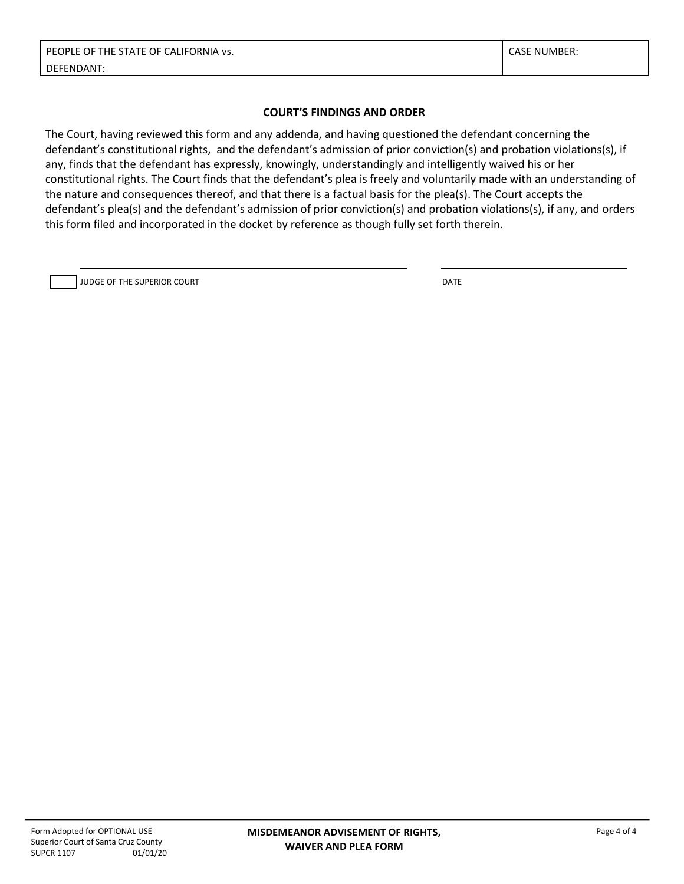| PEOPLE OF THE STATE OF CALIFORNIA vs. | CASE NUMBER: |
| --- | --- |
| DEFENDANT: | |

## COURT'S FINDINGS AND ORDER

The Court, having reviewed this form and any addenda, and having questioned the defendant concerning the defendant's constitutional rights, and the defendant's admission of prior conviction(s) and probation violations(s), if any, finds that the defendant has expressly, knowingly, understandingly and intelligently waived his or her constitutional rights. The Court finds that the defendant's plea is freely and voluntarily made with an understanding of the nature and consequences thereof, and that there is a factual basis for the plea(s). The Court accepts the defendant's plea(s) and the defendant's admission of prior conviction(s) and probation violations(s), if any, and orders this form filed and incorporated in the docket by reference as though fully set forth therein.

☐ JUDGE OF THE SUPERIOR COURT _______________________ DATE _______________________

Form Adopted for OPTIONAL USE
Superior Court of Santa Cruz County
SUPCR 1107 01/01/20

**MISDEMEANOR ADVISEMENT OF RIGHTS, WAIVER AND PLEA FORM**